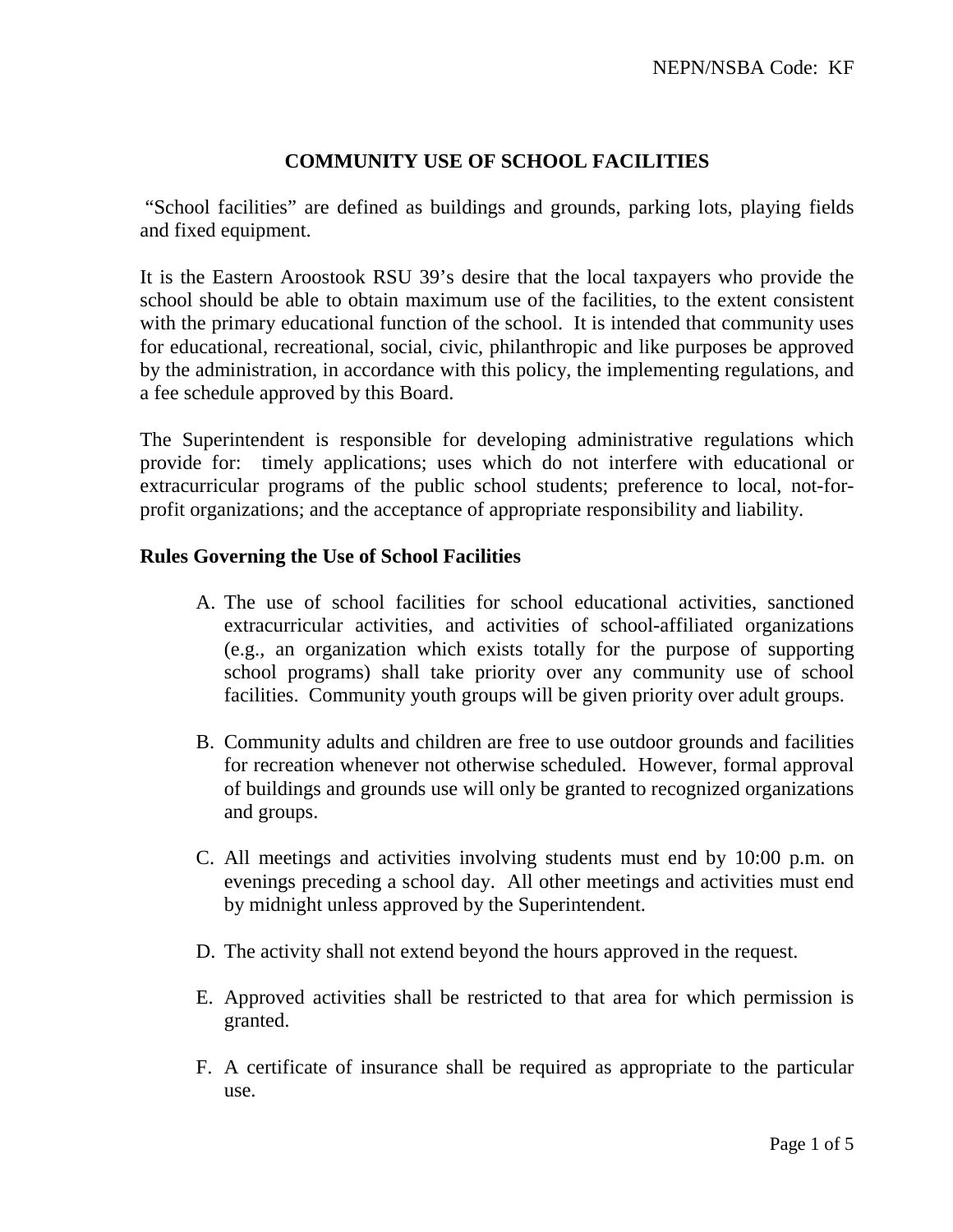NEPN/NSBA Code: KF

# COMMUNITY USE OF SCHOOL FACILITIES

"School facilities" are defined as buildings and grounds, parking lots, playing fields and fixed equipment.

It is the Eastern Aroostook RSU 39's desire that the local taxpayers who provide the school should be able to obtain maximum use of the facilities, to the extent consistent with the primary educational function of the school. It is intended that community uses for educational, recreational, social, civic, philanthropic and like purposes be approved by the administration, in accordance with this policy, the implementing regulations, and a fee schedule approved by this Board.

The Superintendent is responsible for developing administrative regulations which provide for: timely applications; uses which do not interfere with educational or extracurricular programs of the public school students; preference to local, not-for-profit organizations; and the acceptance of appropriate responsibility and liability.

## Rules Governing the Use of School Facilities

A. The use of school facilities for school educational activities, sanctioned extracurricular activities, and activities of school-affiliated organizations (e.g., an organization which exists totally for the purpose of supporting school programs) shall take priority over any community use of school facilities. Community youth groups will be given priority over adult groups.

B. Community adults and children are free to use outdoor grounds and facilities for recreation whenever not otherwise scheduled. However, formal approval of buildings and grounds use will only be granted to recognized organizations and groups.

C. All meetings and activities involving students must end by 10:00 p.m. on evenings preceding a school day. All other meetings and activities must end by midnight unless approved by the Superintendent.

D. The activity shall not extend beyond the hours approved in the request.

E. Approved activities shall be restricted to that area for which permission is granted.

F. A certificate of insurance shall be required as appropriate to the particular use.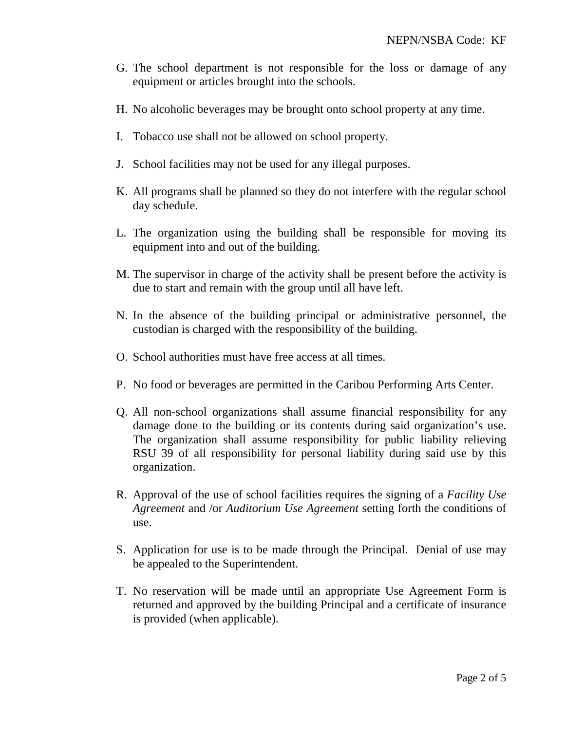G. The school department is not responsible for the loss or damage of any equipment or articles brought into the schools.

H. No alcoholic beverages may be brought onto school property at any time.

I. Tobacco use shall not be allowed on school property.

J. School facilities may not be used for any illegal purposes.

K. All programs shall be planned so they do not interfere with the regular school day schedule.

L. The organization using the building shall be responsible for moving its equipment into and out of the building.

M. The supervisor in charge of the activity shall be present before the activity is due to start and remain with the group until all have left.

N. In the absence of the building principal or administrative personnel, the custodian is charged with the responsibility of the building.

O. School authorities must have free access at all times.

P. No food or beverages are permitted in the Caribou Performing Arts Center.

Q. All non-school organizations shall assume financial responsibility for any damage done to the building or its contents during said organization's use. The organization shall assume responsibility for public liability relieving RSU 39 of all responsibility for personal liability during said use by this organization.

R. Approval of the use of school facilities requires the signing of a *Facility Use Agreement* and /or *Auditorium Use Agreement* setting forth the conditions of use.

S. Application for use is to be made through the Principal. Denial of use may be appealed to the Superintendent.

T. No reservation will be made until an appropriate Use Agreement Form is returned and approved by the building Principal and a certificate of insurance is provided (when applicable).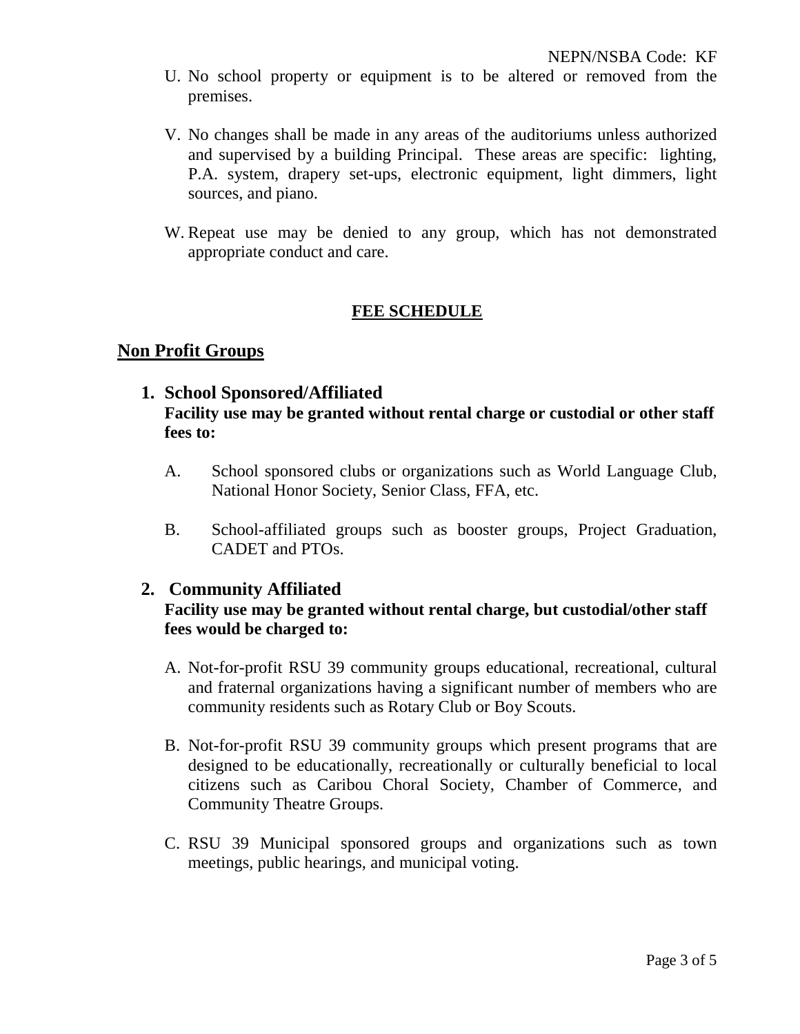U. No school property or equipment is to be altered or removed from the premises.

V. No changes shall be made in any areas of the auditoriums unless authorized and supervised by a building Principal. These areas are specific: lighting, P.A. system, drapery set-ups, electronic equipment, light dimmers, light sources, and piano.

W. Repeat use may be denied to any group, which has not demonstrated appropriate conduct and care.

## FEE SCHEDULE

## Non Profit Groups

### 1. School Sponsored/Affiliated

**Facility use may be granted without rental charge or custodial or other staff fees to:**

A. School sponsored clubs or organizations such as World Language Club, National Honor Society, Senior Class, FFA, etc.

B. School-affiliated groups such as booster groups, Project Graduation, CADET and PTOs.

### 2. Community Affiliated

**Facility use may be granted without rental charge, but custodial/other staff fees would be charged to:**

A. Not-for-profit RSU 39 community groups educational, recreational, cultural and fraternal organizations having a significant number of members who are community residents such as Rotary Club or Boy Scouts.

B. Not-for-profit RSU 39 community groups which present programs that are designed to be educationally, recreationally or culturally beneficial to local citizens such as Caribou Choral Society, Chamber of Commerce, and Community Theatre Groups.

C. RSU 39 Municipal sponsored groups and organizations such as town meetings, public hearings, and municipal voting.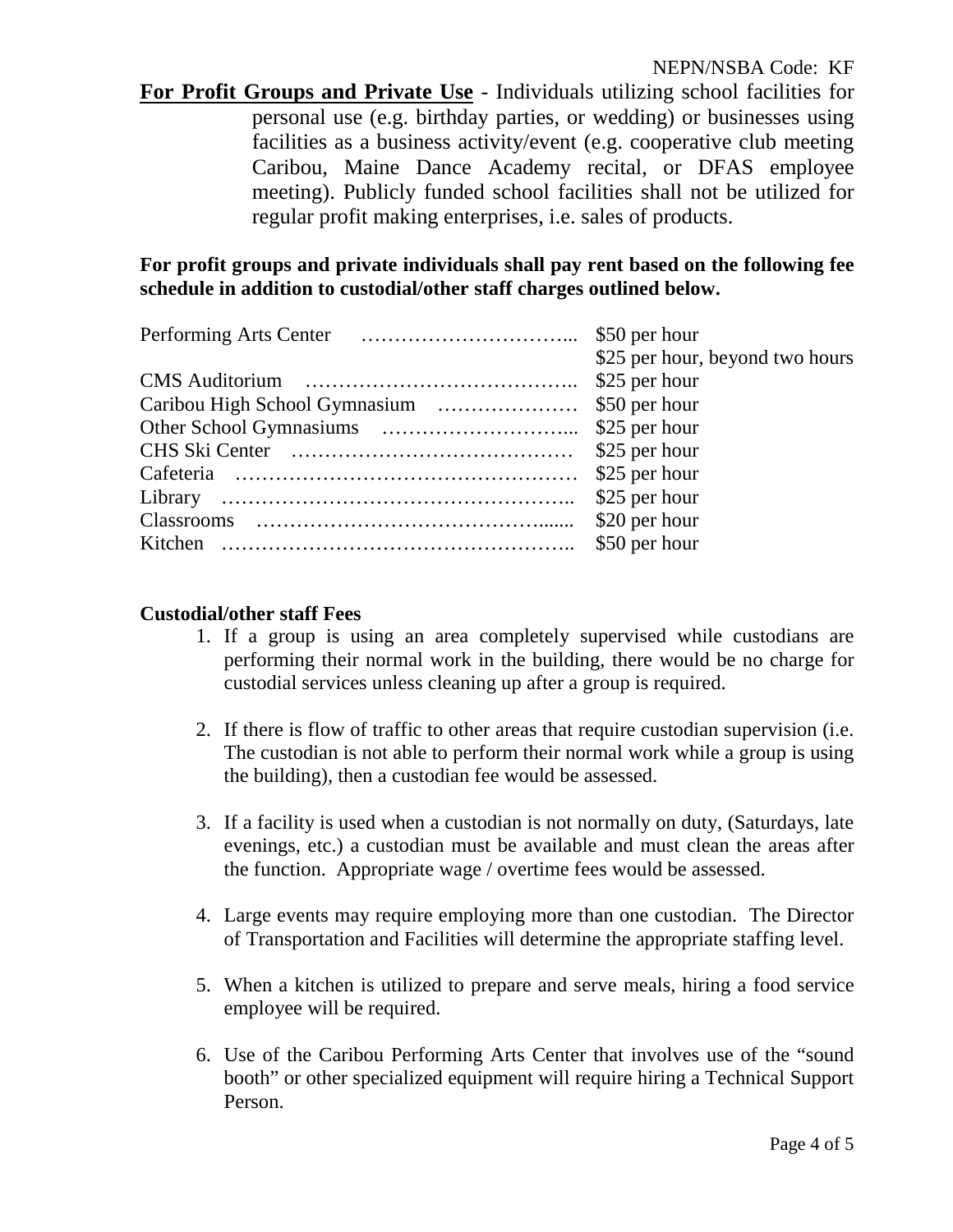NEPN/NSBA Code: KF

**For Profit Groups and Private Use** - Individuals utilizing school facilities for personal use (e.g. birthday parties, or wedding) or businesses using facilities as a business activity/event (e.g. cooperative club meeting Caribou, Maine Dance Academy recital, or DFAS employee meeting). Publicly funded school facilities shall not be utilized for regular profit making enterprises, i.e. sales of products.

**For profit groups and private individuals shall pay rent based on the following fee schedule in addition to custodial/other staff charges outlined below.**

| Facility | Fee |
|---|---|
| Performing Arts Center | \$50 per hour<br>\$25 per hour, beyond two hours |
| CMS Auditorium | \$25 per hour |
| Caribou High School Gymnasium | \$50 per hour |
| Other School Gymnasiums | \$25 per hour |
| CHS Ski Center | \$25 per hour |
| Cafeteria | \$25 per hour |
| Library | \$25 per hour |
| Classrooms | \$20 per hour |
| Kitchen | \$50 per hour |

**Custodial/other staff Fees**

1. If a group is using an area completely supervised while custodians are performing their normal work in the building, there would be no charge for custodial services unless cleaning up after a group is required.

2. If there is flow of traffic to other areas that require custodian supervision (i.e. The custodian is not able to perform their normal work while a group is using the building), then a custodian fee would be assessed.

3. If a facility is used when a custodian is not normally on duty, (Saturdays, late evenings, etc.) a custodian must be available and must clean the areas after the function. Appropriate wage / overtime fees would be assessed.

4. Large events may require employing more than one custodian. The Director of Transportation and Facilities will determine the appropriate staffing level.

5. When a kitchen is utilized to prepare and serve meals, hiring a food service employee will be required.

6. Use of the Caribou Performing Arts Center that involves use of the "sound booth" or other specialized equipment will require hiring a Technical Support Person.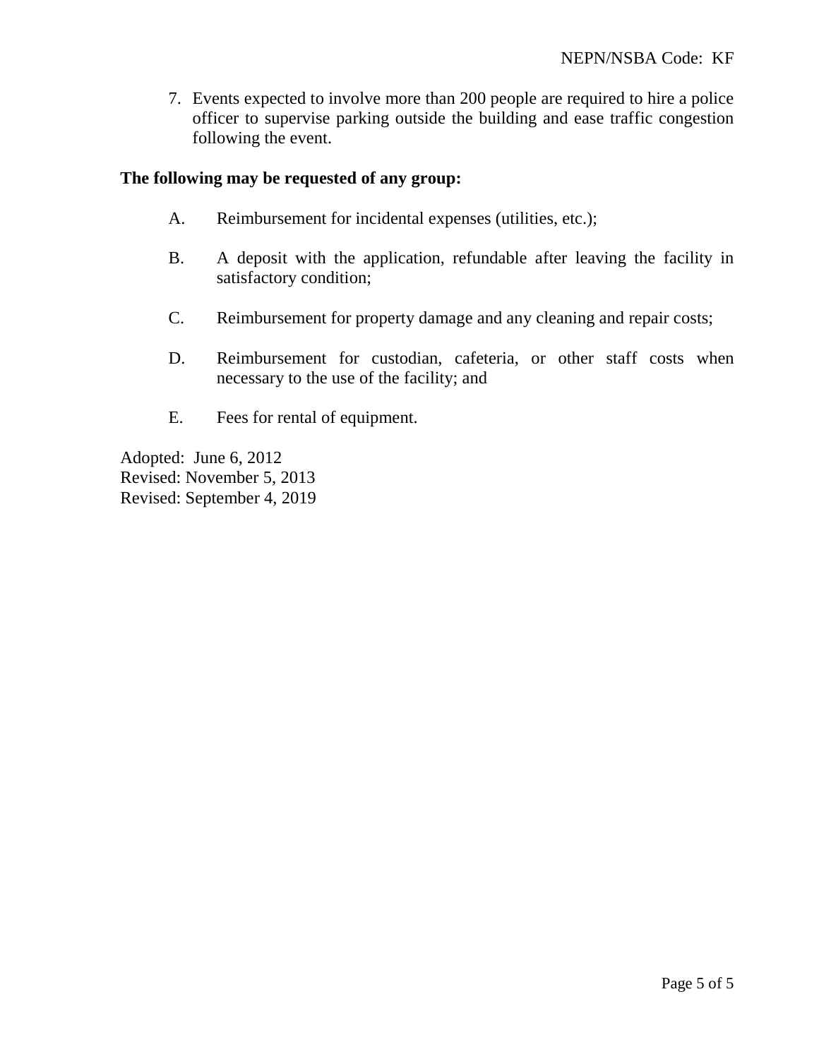7. Events expected to involve more than 200 people are required to hire a police officer to supervise parking outside the building and ease traffic congestion following the event.

**The following may be requested of any group:**

A. Reimbursement for incidental expenses (utilities, etc.);

B. A deposit with the application, refundable after leaving the facility in satisfactory condition;

C. Reimbursement for property damage and any cleaning and repair costs;

D. Reimbursement for custodian, cafeteria, or other staff costs when necessary to the use of the facility; and

E. Fees for rental of equipment.

Adopted: June 6, 2012
Revised: November 5, 2013
Revised: September 4, 2019